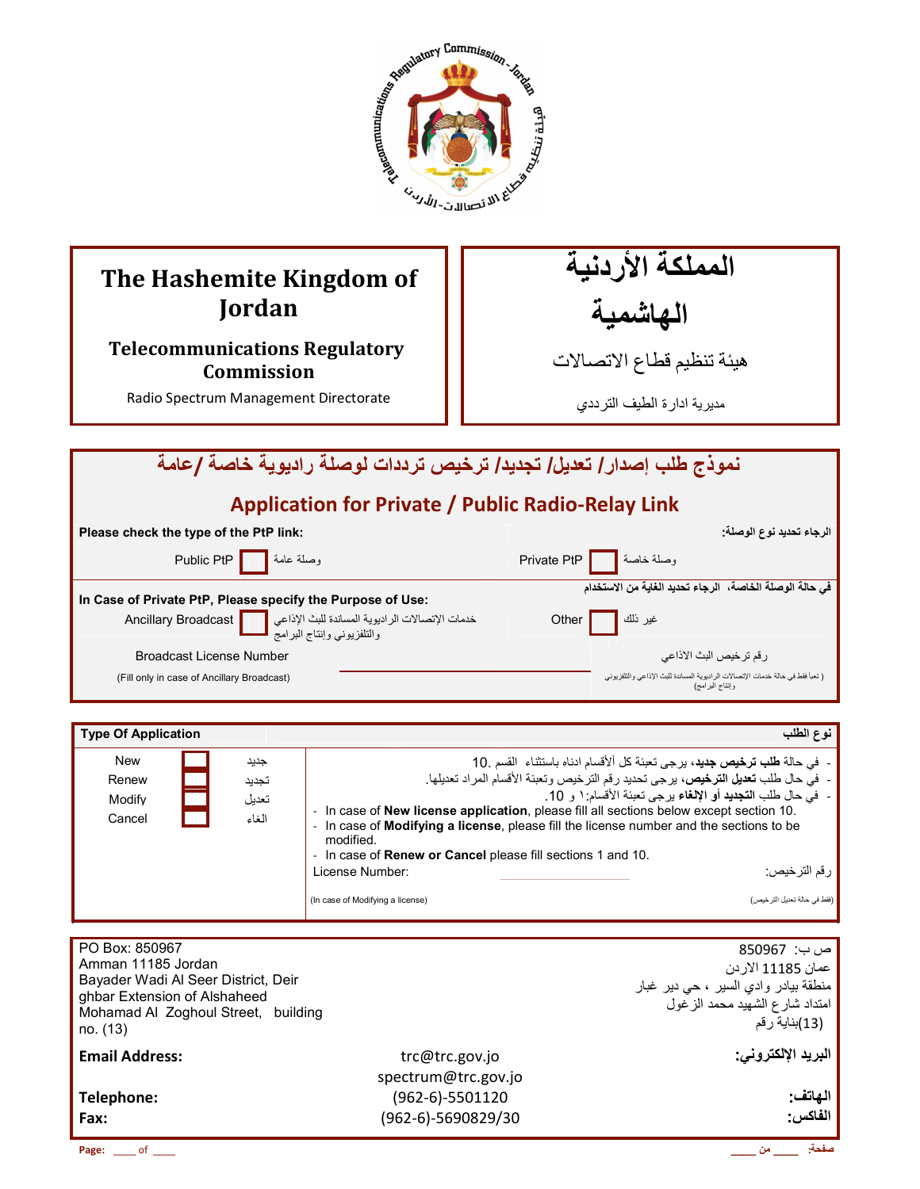| The Hashemite Kingdom of Jordan | المملكة الأردنية الهاشمية |
|---|---|
| **Telecommunications Regulatory Commission** | هيئة تنظيم قطاع الاتصالات |
| Radio Spectrum Management Directorate | مديرية ادارة الطيف الترددي |

## نموذج طلب إصدار/ تعديل/ تجديد/ ترخيص ترددات لوصلة راديوية خاصة /عامة

## Application for Private / Public Radio-Relay Link

**Please check the type of the PtP link:** — **الرجاء تحديد نوع الوصلة:**

- Public PtP ☐ وصلة عامة
- Private PtP ☐ وصلة خاصة

**In Case of Private PtP, Please specify the Purpose of Use:** — **في حالة الوصلة الخاصة، الرجاء تحديد الغاية من الاستخدام**

- Ancillary Broadcast ☐ خدمات الإتصالات الراديوية المساندة للبث الإذاعي والتلفزيوني وإنتاج البرامج
- Other ☐ غير ذلك

Broadcast License Number ________ رقم ترخيص البث الاذاعي

(Fill only in case of Ancillary Broadcast) (تعبأ فقط في حالة خدمات الإتصالات الراديوية المساندة للبث الإذاعي والتلفزيوني وإنتاج البرامج)

| Type Of Application | | | نوع الطلب |
|---|---|---|---|
| New | ☐ | جديد | - في حالة **طلب ترخيص جديد**، يرجى تعبئة كل ألأقسام ادناه باستثناء القسم 10. |
| Renew | ☐ | تجديد | - في حال طلب **تعديل الترخيص**، يرجى تحديد رقم الترخيص وتعبئة الأقسام المراد تعديلها. |
| Modify | ☐ | تعديل | - في حال طلب **التجديد** أو **الإلغاء** يرجى تعبئة الأقسام:١ و 10. |
| Cancel | ☐ | الغاء | - In case of **New license application**, please fill all sections below except section 10.<br>- In case of **Modifying a license**, please fill the license number and the sections to be modified.<br>- In case of **Renew or Cancel** please fill sections 1 and 10.<br>License Number: ____________ رقم الترخيص:<br>(In case of Modifying a license) (فقط في حالة تعديل الترخيص) |

| PO Box: 850967<br>Amman 11185 Jordan<br>Bayader Wadi Al Seer District, Deir ghbar Extension of Alshaheed Mohamad Al Zoghoul Street, building no. (13) | | ص ب: 850967<br>عمان 11185 الاردن<br>منطقة بيادر وادي السير ، حي دير غبار<br>امتداد شارع الشهيد محمد الزغول<br>(13)بناية رقم |
|---|---|---|
| **Email Address:** | trc@trc.gov.jo<br>spectrum@trc.gov.jo | **البريد الإلكتروني:** |
| **Telephone:** | (962-6)-5501120 | **الهاتف:** |
| **Fax:** | (962-6)-5690829/30 | **الفاكس:** |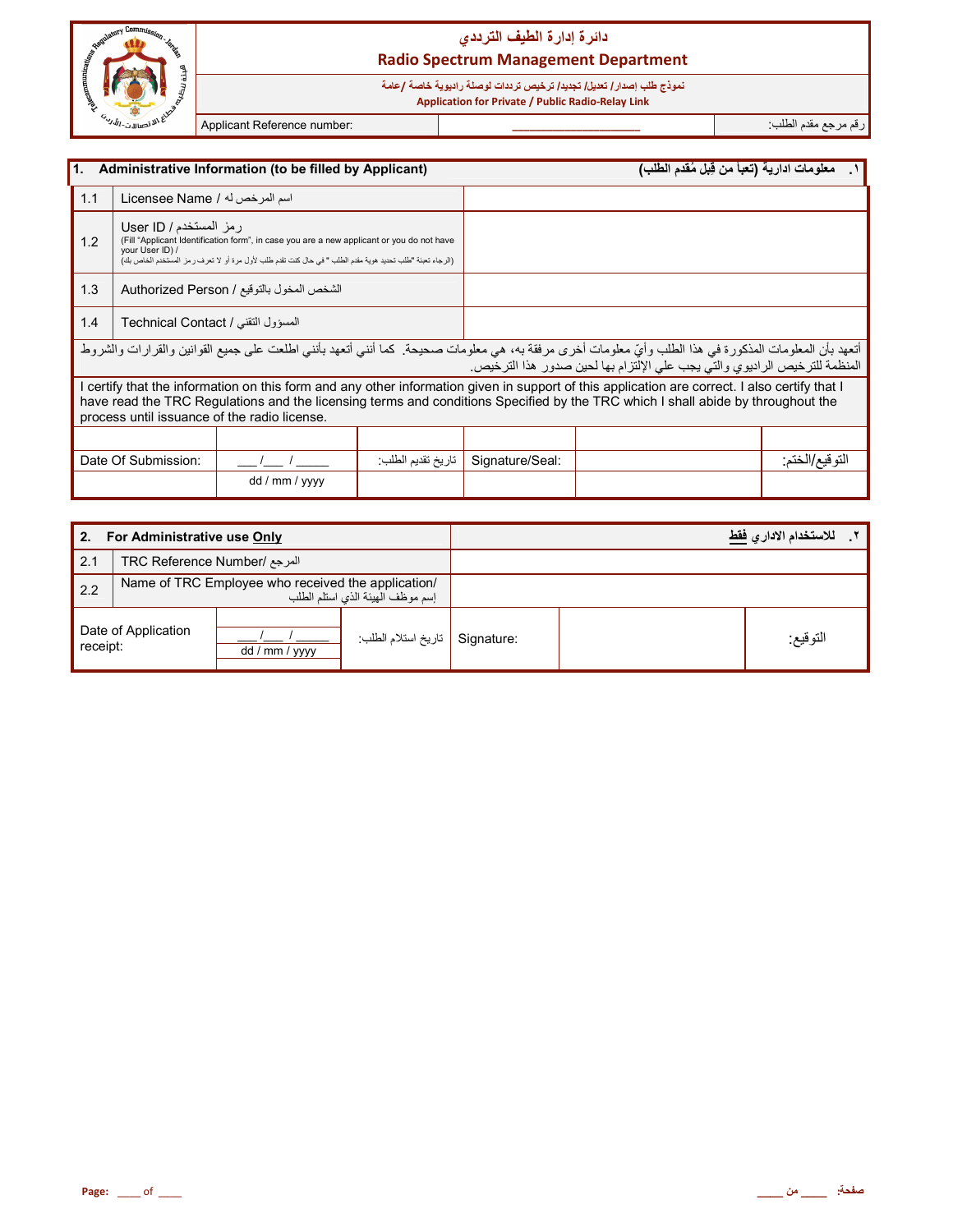# دائرة إدارة الطيف الترددي
## Radio Spectrum Management Department

نموذج طلب إصدار/ تعديل/ تجديد/ ترخيص ترددات لوصلة راديوية خاصة /عامة
**Application for Private / Public Radio-Relay Link**

| Applicant Reference number: | ___________________ | رقم مرجع مقدم الطلب: |
|---|---|---|

| 1. Administrative Information (to be filled by Applicant) | | ١. معلومات ادارية (تعبأ من قبل مُقدم الطلب) |
|---|---|---|
| 1.1 | Licensee Name / اسم المرخص له | |
| 1.2 | User ID / رمز المستخدم<br>(Fill "Applicant Identification form", in case you are a new applicant or you do not have your User ID) /<br>(الرجاء تعبئة "طلب تحديد هوية مقدم الطلب " في حال كنت تقدم طلب لأول مرة أو لا تعرف رمز المستخدم الخاص بك) | |
| 1.3 | Authorized Person / الشخص المخول بالتوقيع | |
| 1.4 | Technical Contact / المسؤول التقني | |

أتعهد بأن المعلومات المذكورة في هذا الطلب وأيّ معلومات أخرى مرفقة به، هي معلومات صحيحة. كما أنني أتعهد بأنني اطلعت على جميع القوانين والقرارات والشروط المنظمة للترخيص الراديوي والتي يجب علي الإلتزام بها لحين صدور هذا الترخيص.

I certify that the information on this form and any other information given in support of this application are correct. I also certify that I have read the TRC Regulations and the licensing terms and conditions Specified by the TRC which I shall abide by throughout the process until issuance of the radio license.

| Date Of Submission: | ___ /___ / _____<br>dd / mm / yyyy | تاريخ تقديم الطلب: | Signature/Seal: | | التوقيع/الختم: |
|---|---|---|---|---|---|

| 2. For Administrative use **Only** | | ٢. للاستخدام الاداري **فقط** |
|---|---|---|
| 2.1 | TRC Reference Number/ المرجع | |
| 2.2 | Name of TRC Employee who received the application/ إسم موظف الهيئة الذي استلم الطلب | |

| Date of Application receipt: | ___ /___ / _____<br>dd / mm / yyyy | تاريخ استلام الطلب: | Signature: | | التوقيع: |
|---|---|---|---|---|---|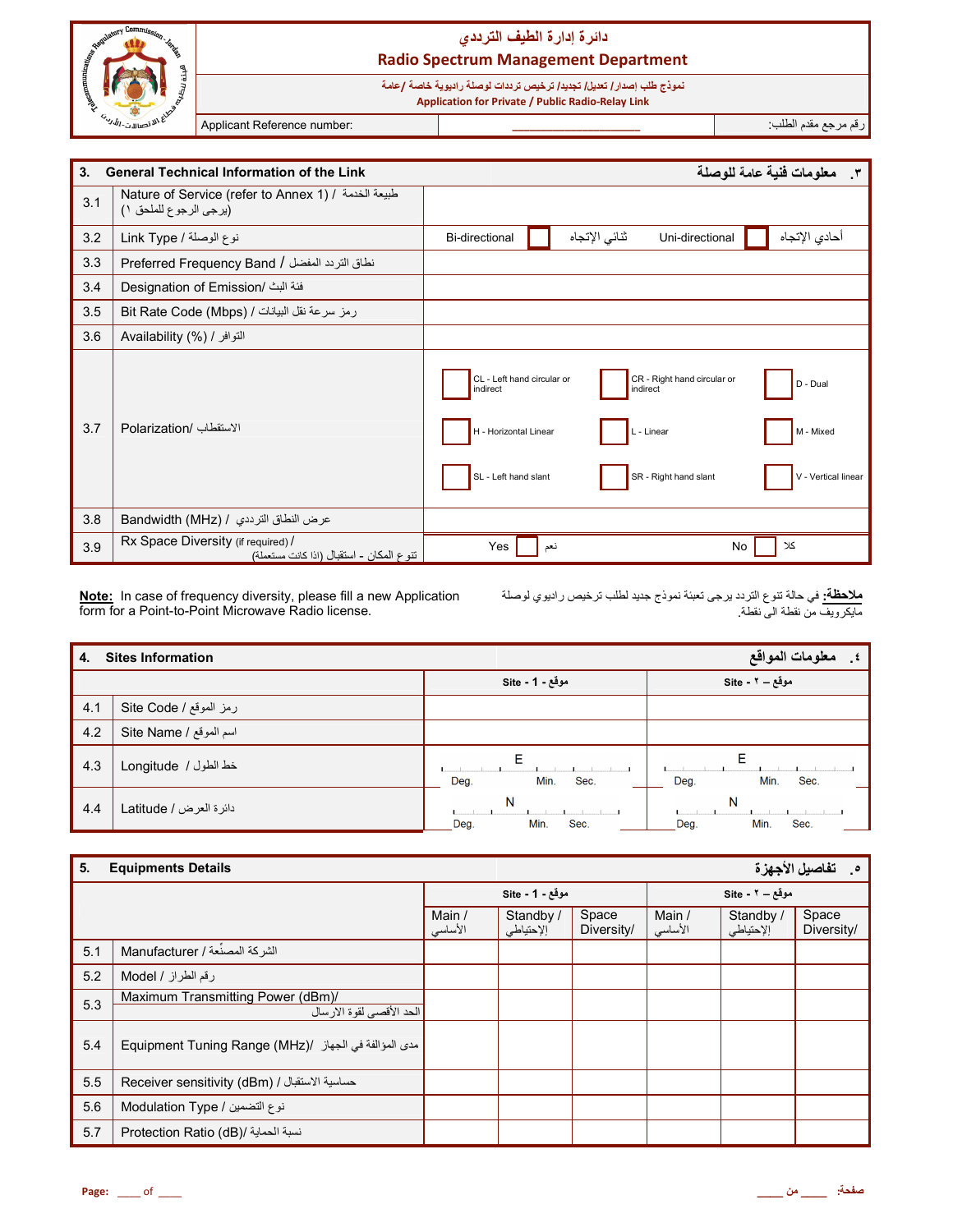# دائرة إدارة الطيف الترددي
# Radio Spectrum Management Department

نموذج طلب إصدار / تعديل/ تجديد/ ترخيص ترددات لوصلة راديوية خاصة / عامة
**Application for Private / Public Radio-Relay Link**

| Applicant Reference number: | ____________________ | رقم مرجع مقدم الطلب: |
|---|---|---|

| 3. | General Technical Information of the Link | | ٣. معلومات فنية عامة للوصلة |
|---|---|---|---|
| 3.1 | Nature of Service (refer to Annex 1) / طبيعة الخدمة (يرجى الرجوع للملحق ١) | | |
| 3.2 | Link Type / نوع الوصلة | Bi-directional ☐ ثنائي الإتجاه | Uni-directional ☐ أحادي الإتجاه |
| 3.3 | Preferred Frequency Band / نطاق التردد المفضل | | |
| 3.4 | Designation of Emission/ فئة البث | | |
| 3.5 | Bit Rate Code (Mbps) / رمز سرعة نقل البيانات | | |
| 3.6 | Availability (%) / التوافر | | |
| 3.7 | Polarization/ الاستقطاب | ☐ CL - Left hand circular or indirect ☐ CR - Right hand circular or indirect ☐ D - Dual ☐ H - Horizontal Linear ☐ L - Linear ☐ M - Mixed ☐ SL - Left hand slant ☐ SR - Right hand slant ☐ V - Vertical linear | |
| 3.8 | Bandwidth (MHz) / عرض النطاق الترددي | | |
| 3.9 | Rx Space Diversity (if required) / تنوع المكان - استقبال (اذا كانت مستعملة) | Yes ☐ نعم | No ☐ كلا |

**Note:** In case of frequency diversity, please fill a new Application form for a Point-to-Point Microwave Radio license.

**ملاحظة:** في حالة تنوع التردد يرجى تعبئة نموذج جديد لطلب ترخيص راديوي لوصلة مايكرويف من نقطة الى نقطة.

| 4. | Sites Information | | ٤. معلومات المواقع |
|---|---|---|---|
| | | Site - 1 - موقع | Site - ٢ – موقع |
| 4.1 | Site Code / رمز الموقع | | |
| 4.2 | Site Name / اسم الموقع | | |
| 4.3 | Longitude / خط الطول | E ___ Deg. ___ Min. ___ Sec. | E ___ Deg. ___ Min. ___ Sec. |
| 4.4 | Latitude / دائرة العرض | N ___ Deg. ___ Min. ___ Sec. | N ___ Deg. ___ Min. ___ Sec. |

| 5. | Equipments Details | | | | | | ٥. تفاصيل الأجهزة |
|---|---|---|---|---|---|---|---|
| | | Site - 1 - موقع | | | Site - ٢ – موقع | | |
| | | Main / الأساسي | Standby / الإحتياطي | Space Diversity/ | Main / الأساسي | Standby / الإحتياطي | Space Diversity/ |
| 5.1 | Manufacturer / الشركة المصنّعة | | | | | | |
| 5.2 | Model / رقم الطراز | | | | | | |
| 5.3 | Maximum Transmitting Power (dBm)/ الحد الأقصى لقوة الارسال | | | | | | |
| 5.4 | Equipment Tuning Range (MHz)/ مدى المؤالفة في الجهاز | | | | | | |
| 5.5 | Receiver sensitivity (dBm) / حساسية الاستقبال | | | | | | |
| 5.6 | Modulation Type / نوع التضمين | | | | | | |
| 5.7 | Protection Ratio (dB)/ نسبة الحماية | | | | | | |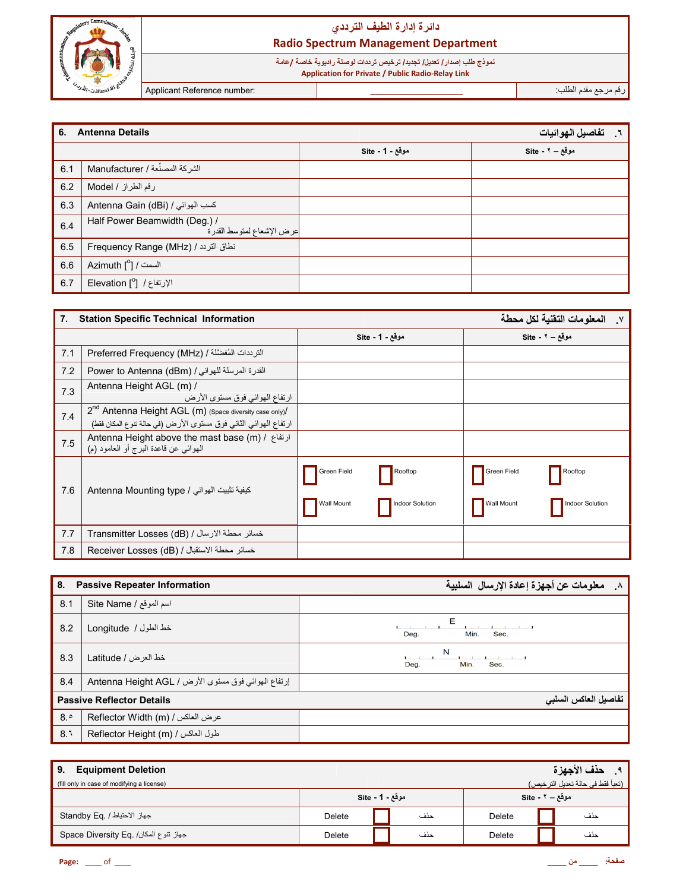دائرة إدارة الطيف الترددي

**Radio Spectrum Management Department**

نموذج طلب إصدار/ تعديل/ تجديد/ ترخيص ترددات لوصلة راديوية خاصة /عامة

**Application for Private / Public Radio-Relay Link**

| Applicant Reference number: | ____________________ | رقم مرجع مقدم الطلب: |
|---|---|---|

| 6. Antenna Details | | ٦. تفاصيل الهوائيات |
|---|---|---|
| | Site - 1 - موقع | Site - ٢ – موقع |
| 6.1 Manufacturer / الشركة المصنِّعة | | |
| 6.2 Model / رقم الطراز | | |
| 6.3 Antenna Gain (dBi) / كسب الهوائي | | |
| 6.4 Half Power Beamwidth (Deg.) / عرض الإشعاع لمتوسط القدرة | | |
| 6.5 Frequency Range (MHz) / نطاق التردد | | |
| 6.6 Azimuth [°] / السمت | | |
| 6.7 Elevation [°] / الإرتفاع | | |

| 7. Station Specific Technical Information | | ٧. المعلومات التقنية لكل محطة |
|---|---|---|
| | Site - 1 - موقع | Site - ٢ – موقع |
| 7.1 Preferred Frequency (MHz) / الترددات المُفضّلة | | |
| 7.2 Power to Antenna (dBm) / القدرة المرسلة للهوائي | | |
| 7.3 Antenna Height AGL (m) / ارتفاع الهوائي فوق مستوى الأرض | | |
| 7.4 2nd Antenna Height AGL (m) (Space diversity case only)/ ارتفاع الهوائي الثاني فوق مستوى الأرض (في حالة تنوع المكان فقط) | | |
| 7.5 Antenna Height above the mast base (m) / ارتفاع الهوائي عن قاعدة البرج أو العامود (م) | | |
| 7.6 Antenna Mounting type / كيفية تثبيت الهوائي | ☐ Green Field ☐ Rooftop ☐ Wall Mount ☐ Indoor Solution | ☐ Green Field ☐ Rooftop ☐ Wall Mount ☐ Indoor Solution |
| 7.7 Transmitter Losses (dB) / خسائر محطة الارسال | | |
| 7.8 Receiver Losses (dB) / خسائر محطة الاستقبال | | |

| 8. Passive Repeater Information | ٨. معلومات عن أجهزة إعادة الإرسال السلبية |
|---|---|
| 8.1 Site Name / اسم الموقع | |
| 8.2 Longitude / خط الطول | E ___ Deg. ___ Min. ___ Sec. |
| 8.3 Latitude / خط العرض | N ___ Deg. ___ Min. ___ Sec. |
| 8.4 Antenna Height AGL / إرتفاع الهوائي فوق مستوى الأرض | |
| **Passive Reflector Details** | **تفاصيل العاكس السلبي** |
| 8.٥ Reflector Width (m) / عرض العاكس | |
| 8.٦ Reflector Height (m) / طول العاكس | |

| 9. Equipment Deletion (fill only in case of modifying a license) | | ٩. حذف الأجهزة (تعبأ فقط في حالة تعديل الترخيص) |
|---|---|---|
| | Site - 1 - موقع | Site - ٢ – موقع |
| Standby Eq. / جهاز الاحتياط | Delete ☐ حذف | Delete ☐ حذف |
| Space Diversity Eq. /جهاز تنوع المكان | Delete ☐ حذف | Delete ☐ حذف |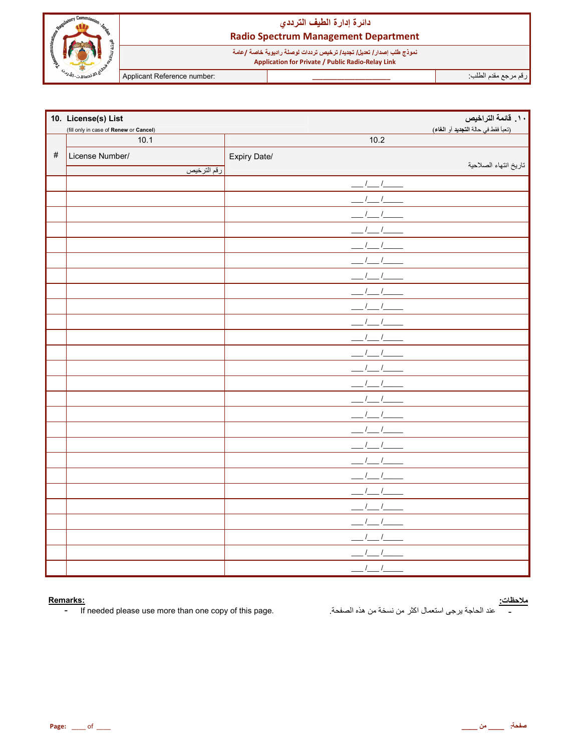# دائرة إدارة الطيف الترددي
## Radio Spectrum Management Department

نموذج طلب إصدار / تعديل/ تجديد/ ترخيص ترددات لوصلة راديوية خاصة /عامة
**Application for Private / Public Radio-Relay Link**

| Applicant Reference number: | ___________________ | رقم مرجع مقدم الطلب: |
|---|---|---|

## 10. License(s) List — ١٠. قائمة التراخيص

(fill only in case of **Renew** or **Cancel**) — (تعبأ فقط في حالة **التجديد** أو **الغاء**)

| # | 10.1 License Number/ رقم الترخيص | 10.2 Expiry Date/ تاريخ انتهاء الصلاحية |
|---|---|---|
| | | ___/___/_____ |
| | | ___/___/_____ |
| | | ___/___/_____ |
| | | ___/___/_____ |
| | | ___/___/_____ |
| | | ___/___/_____ |
| | | ___/___/_____ |
| | | ___/___/_____ |
| | | ___/___/_____ |
| | | ___/___/_____ |
| | | ___/___/_____ |
| | | ___/___/_____ |
| | | ___/___/_____ |
| | | ___/___/_____ |
| | | ___/___/_____ |
| | | ___/___/_____ |
| | | ___/___/_____ |
| | | ___/___/_____ |
| | | ___/___/_____ |
| | | ___/___/_____ |
| | | ___/___/_____ |
| | | ___/___/_____ |
| | | ___/___/_____ |
| | | ___/___/_____ |
| | | ___/___/_____ |
| | | ___/___/_____ |

**Remarks:**
- If needed please use more than one copy of this page.

**ملاحظات:**
- عند الحاجة يرجى استعمال اكثر من نسخة من هذه الصفحة.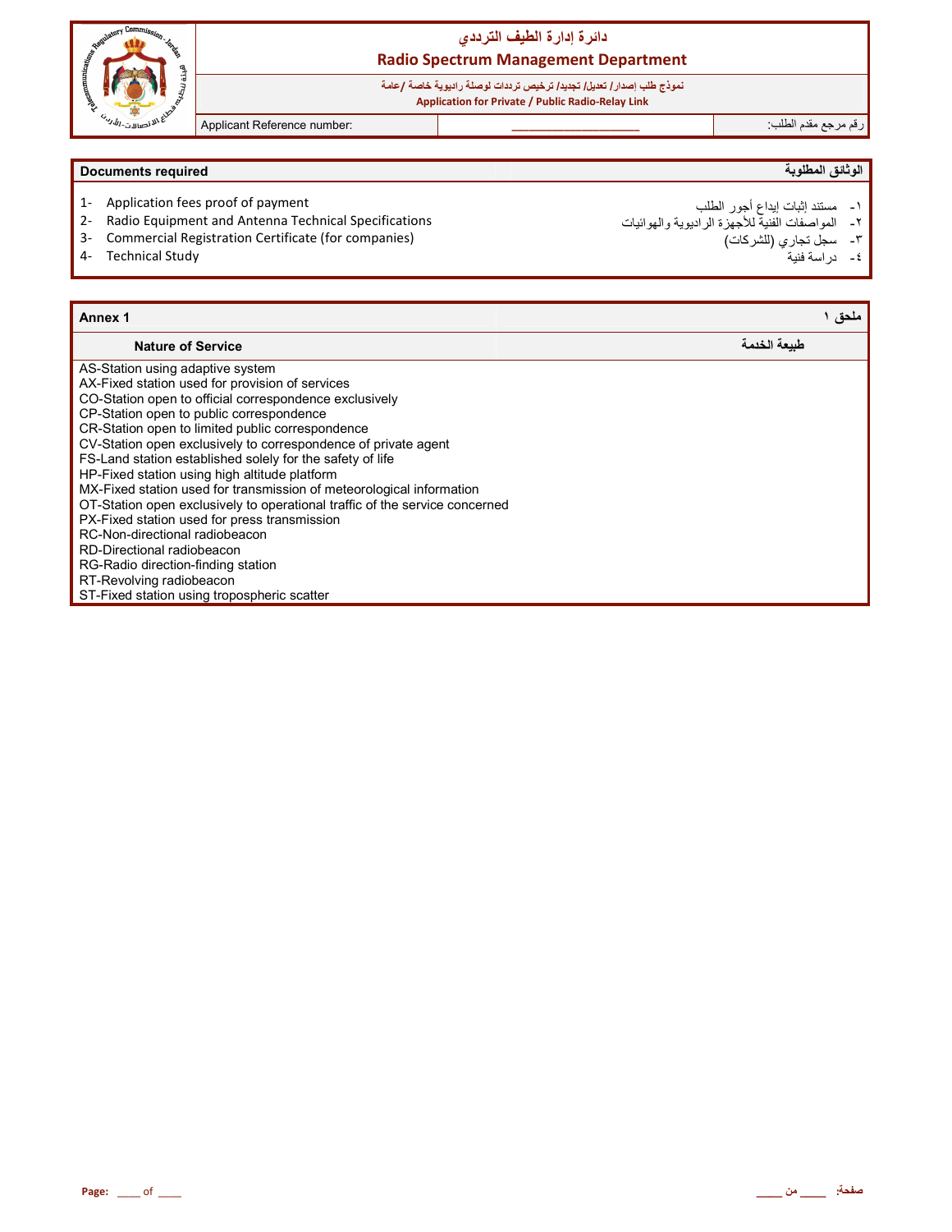# دائرة إدارة الطيف الترددي
## Radio Spectrum Management Department

نموذج طلب إصدار/ تعديل/ تجديد/ ترخيص ترددات لوصلة راديوية خاصة /عامة
Application for Private / Public Radio-Relay Link

| Applicant Reference number: | ____________________ | رقم مرجع مقدم الطلب: |
|---|---|---|

## Documents required — الوثائق المطلوبة

1- Application fees proof of payment
2- Radio Equipment and Antenna Technical Specifications
3- Commercial Registration Certificate (for companies)
4- Technical Study

١- مستند إثبات إيداع أجور الطلب
٢- المواصفات الفنية للأجهزة الراديوية والهوائيات
٣- سجل تجاري (للشركات)
٤- دراسة فنية

## Annex 1 — ملحق ١

**Nature of Service — طبيعة الخدمة**

AS-Station using adaptive system
AX-Fixed station used for provision of services
CO-Station open to official correspondence exclusively
CP-Station open to public correspondence
CR-Station open to limited public correspondence
CV-Station open exclusively to correspondence of private agent
FS-Land station established solely for the safety of life
HP-Fixed station using high altitude platform
MX-Fixed station used for transmission of meteorological information
OT-Station open exclusively to operational traffic of the service concerned
PX-Fixed station used for press transmission
RC-Non-directional radiobeacon
RD-Directional radiobeacon
RG-Radio direction-finding station
RT-Revolving radiobeacon
ST-Fixed station using tropospheric scatter